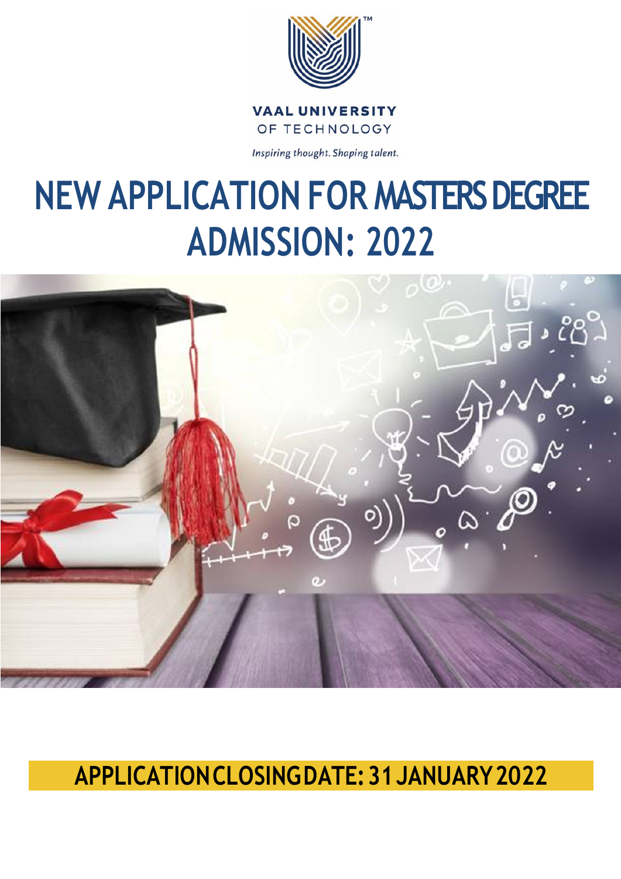VAAL UNIVERSITY OF TECHNOLOGY

*Inspiring thought. Shaping talent.*

# NEW APPLICATION FOR MASTERS DEGREE ADMISSION: 2022

**APPLICATION CLOSING DATE: 31 JANUARY 2022**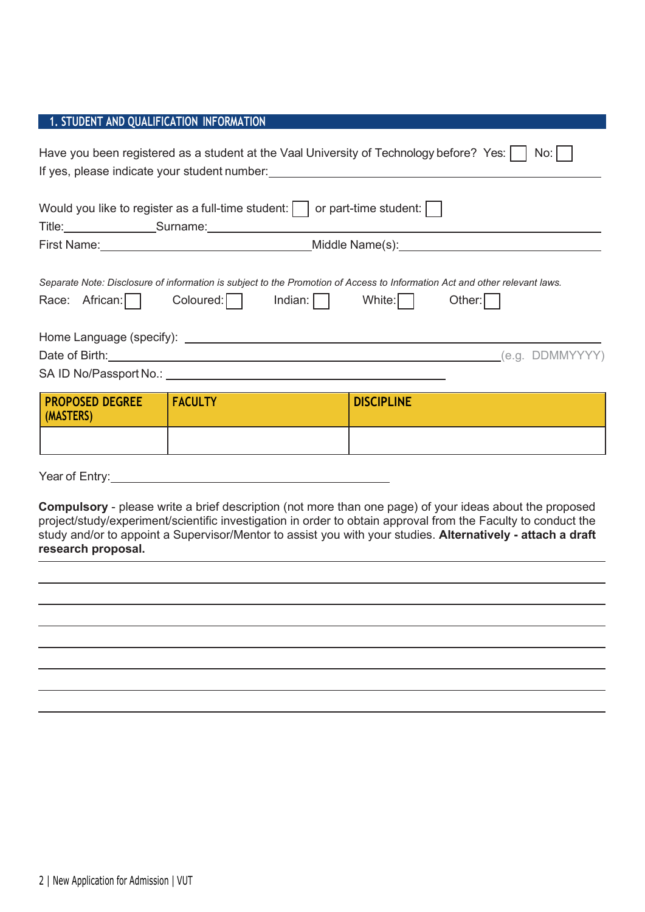## 1. STUDENT AND QUALIFICATION INFORMATION

Have you been registered as a student at the Vaal University of Technology before? Yes: ☐ No: ☐

If yes, please indicate your student number: ______________________________

Would you like to register as a full-time student: ☐ or part-time student: ☐

Title: ____________ Surname: ______________________________

First Name: ______________________________ Middle Name(s): ______________________________

*Separate Note: Disclosure of information is subject to the Promotion of Access to Information Act and other relevant laws.*

Race: African: ☐ Coloured: ☐ Indian: ☐ White: ☐ Other: ☐

Home Language (specify): ______________________________

Date of Birth: ______________________________ (e.g. DDMMYYYY)

SA ID No/Passport No.: ______________________________

| PROPOSED DEGREE (MASTERS) | FACULTY | DISCIPLINE |
|---|---|---|
| | | |

Year of Entry: ______________________________

**Compulsory** - please write a brief description (not more than one page) of your ideas about the proposed project/study/experiment/scientific investigation in order to obtain approval from the Faculty to conduct the study and/or to appoint a Supervisor/Mentor to assist you with your studies. **Alternatively - attach a draft research proposal.**

______________________________

______________________________

______________________________

______________________________

______________________________

______________________________

______________________________

______________________________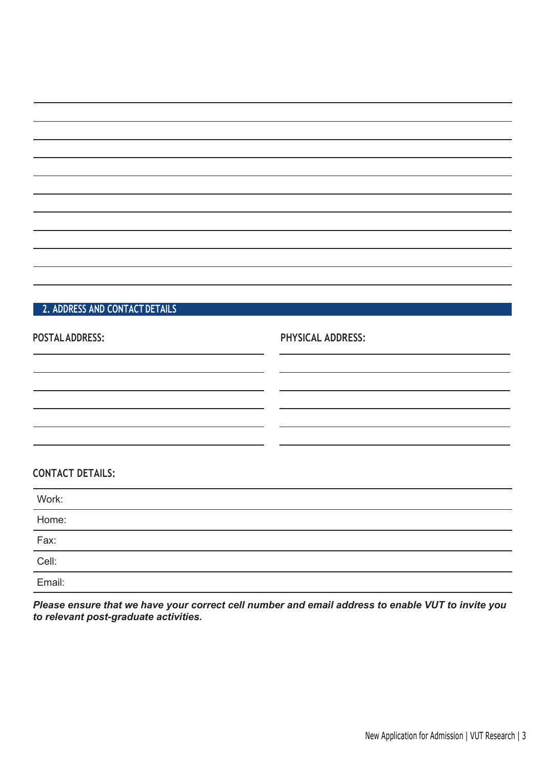## 2. ADDRESS AND CONTACT DETAILS

**POSTAL ADDRESS:**

**PHYSICAL ADDRESS:**

**CONTACT DETAILS:**

| Work: |
|---|
| Home: |
| Fax: |
| Cell: |
| Email: |

***Please ensure that we have your correct cell number and email address to enable VUT to invite you to relevant post-graduate activities.***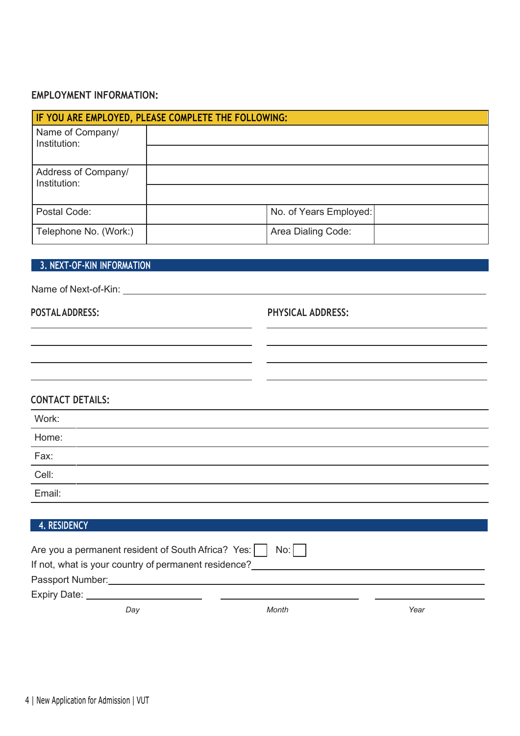## EMPLOYMENT INFORMATION:

| IF YOU ARE EMPLOYED, PLEASE COMPLETE THE FOLLOWING: | | | |
|---|---|---|---|
| Name of Company/ Institution: | | | |
| Address of Company/ Institution: | | | |
| Postal Code: | | No. of Years Employed: | |
| Telephone No. (Work:) | | Area Dialing Code: | |

## 3. NEXT-OF-KIN INFORMATION

Name of Next-of-Kin: ____________________________________________

| POSTAL ADDRESS: | PHYSICAL ADDRESS: |
|---|---|
| | |
| | |
| | |
| | |

### CONTACT DETAILS:

| | |
|---|---|
| Work: | |
| Home: | |
| Fax: | |
| Cell: | |
| Email: | |

## 4. RESIDENCY

Are you a permanent resident of South Africa? Yes: ☐ No: ☐

If not, what is your country of permanent residence? ____________________________

Passport Number: ____________________________

Expiry Date: ______________ ______________ ______________

*Day* *Month* *Year*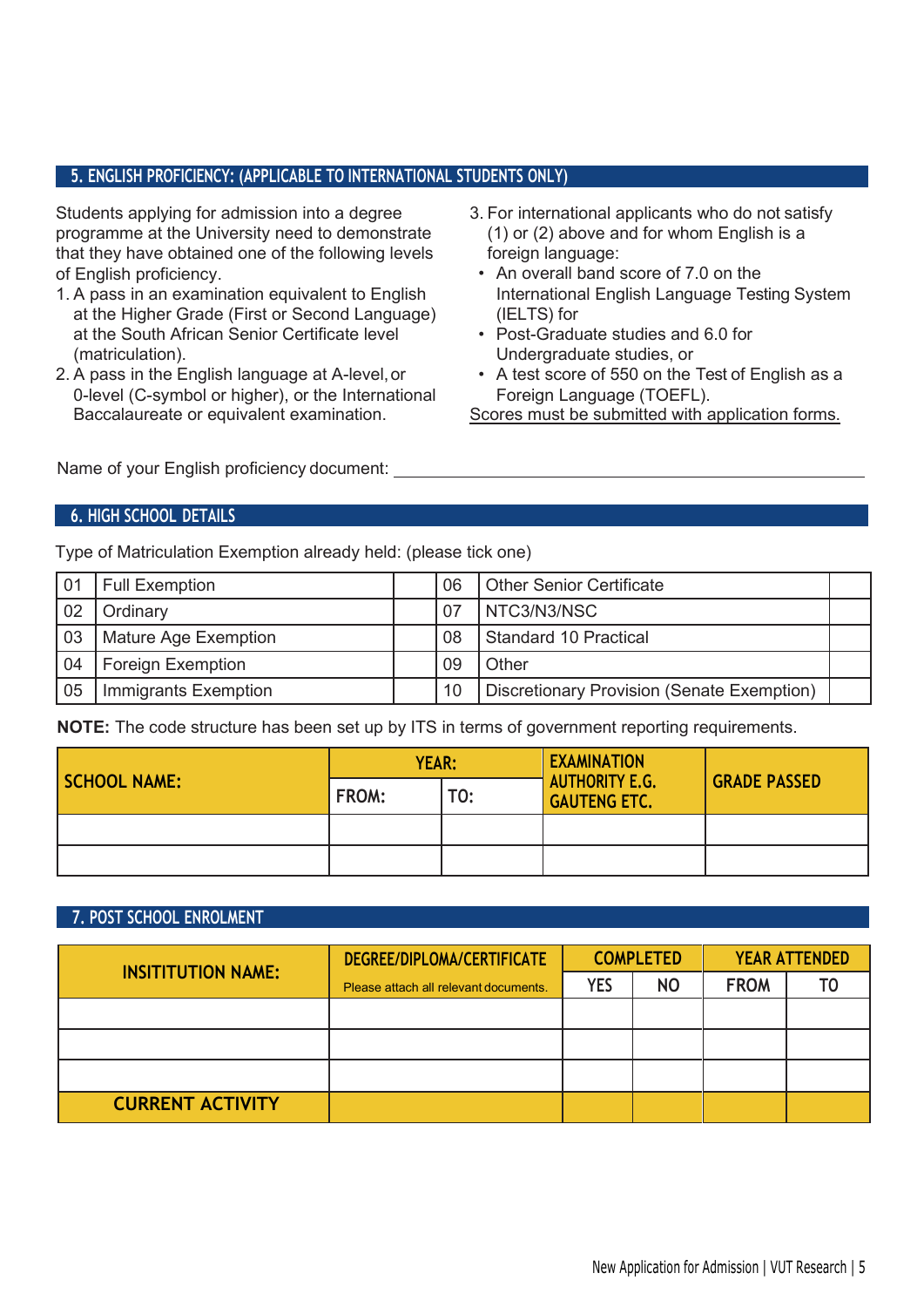## 5. ENGLISH PROFICIENCY: (APPLICABLE TO INTERNATIONAL STUDENTS ONLY)

Students applying for admission into a degree programme at the University need to demonstrate that they have obtained one of the following levels of English proficiency.

1. A pass in an examination equivalent to English at the Higher Grade (First or Second Language) at the South African Senior Certificate level (matriculation).
2. A pass in the English language at A-level, or 0-level (C-symbol or higher), or the International Baccalaureate or equivalent examination.
3. For international applicants who do not satisfy (1) or (2) above and for whom English is a foreign language:
   - An overall band score of 7.0 on the International English Language Testing System (IELTS) for
   - Post-Graduate studies and 6.0 for Undergraduate studies, or
   - A test score of 550 on the Test of English as a Foreign Language (TOEFL).

Scores must be submitted with application forms.

Name of your English proficiency document: ______________________________

## 6. HIGH SCHOOL DETAILS

Type of Matriculation Exemption already held: (please tick one)

| | | | | | |
|---|---|---|---|---|---|
| 01 | Full Exemption | | 06 | Other Senior Certificate | |
| 02 | Ordinary | | 07 | NTC3/N3/NSC | |
| 03 | Mature Age Exemption | | 08 | Standard 10 Practical | |
| 04 | Foreign Exemption | | 09 | Other | |
| 05 | Immigrants Exemption | | 10 | Discretionary Provision (Senate Exemption) | |

**NOTE:** The code structure has been set up by ITS in terms of government reporting requirements.

| SCHOOL NAME: | YEAR: | | EXAMINATION AUTHORITY E.G. GAUTENG ETC. | GRADE PASSED |
|---|---|---|---|---|
| | FROM: | TO: | | |
| | | | | |
| | | | | |

## 7. POST SCHOOL ENROLMENT

| INSITITUTION NAME: | DEGREE/DIPLOMA/CERTIFICATE Please attach all relevant documents. | COMPLETED | | YEAR ATTENDED | |
|---|---|---|---|---|---|
| | | YES | NO | FROM | TO |
| | | | | | |
| | | | | | |
| | | | | | |
| CURRENT ACTIVITY | | | | | |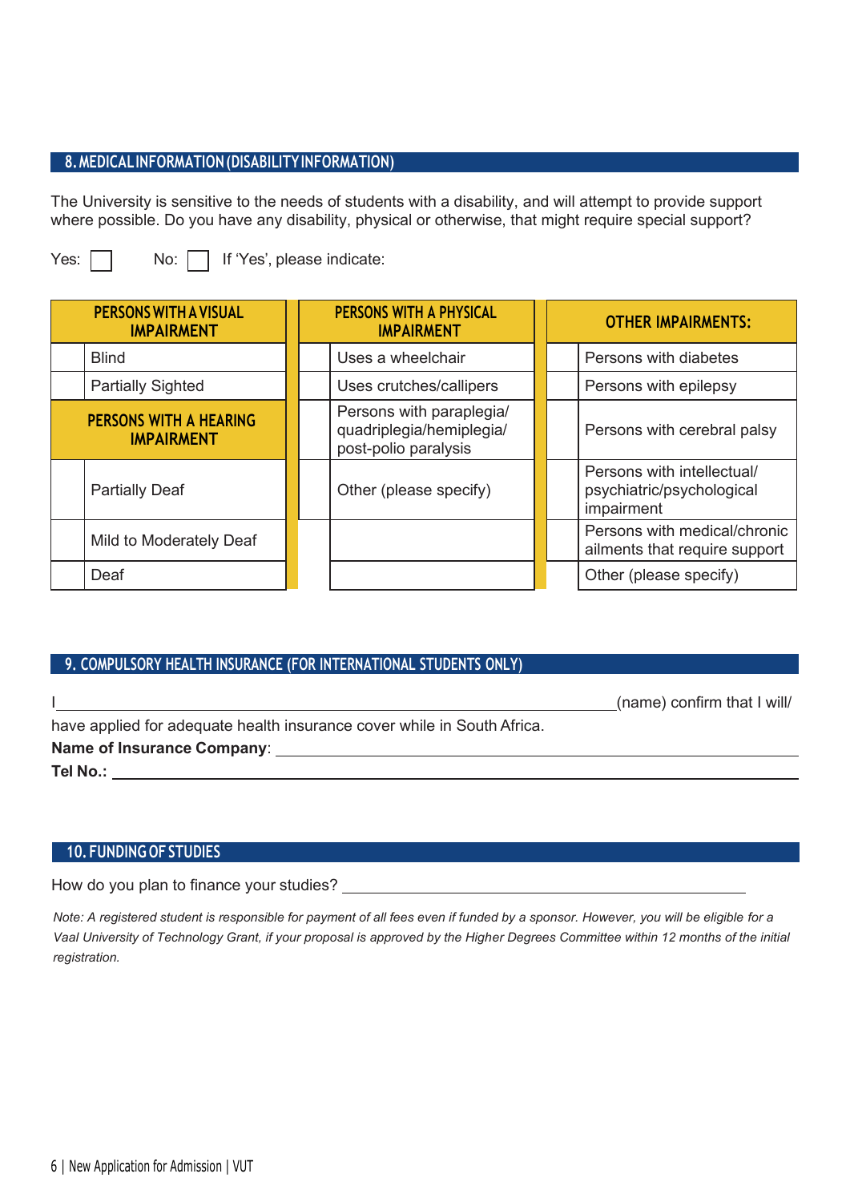## 8. MEDICAL INFORMATION (DISABILITY INFORMATION)

The University is sensitive to the needs of students with a disability, and will attempt to provide support where possible. Do you have any disability, physical or otherwise, that might require special support?

Yes: ☐ No: ☐ If 'Yes', please indicate:

| | PERSONS WITH A VISUAL IMPAIRMENT | | PERSONS WITH A PHYSICAL IMPAIRMENT | | OTHER IMPAIRMENTS: |
|---|---|---|---|---|---|
| | Blind | | Uses a wheelchair | | Persons with diabetes |
| | Partially Sighted | | Uses crutches/callipers | | Persons with epilepsy |
| | **PERSONS WITH A HEARING IMPAIRMENT** | | Persons with paraplegia/ quadriplegia/hemiplegia/ post-polio paralysis | | Persons with cerebral palsy |
| | Partially Deaf | | Other (please specify) | | Persons with intellectual/ psychiatric/psychological impairment |
| | Mild to Moderately Deaf | | | | Persons with medical/chronic ailments that require support |
| | Deaf | | | | Other (please specify) |

## 9. COMPULSORY HEALTH INSURANCE (FOR INTERNATIONAL STUDENTS ONLY)

I ____________________________________________ (name) confirm that I will/ have applied for adequate health insurance cover while in South Africa.

**Name of Insurance Company**: ____________________________________________

**Tel No.:** ____________________________________________

## 10. FUNDING OF STUDIES

How do you plan to finance your studies? ____________________________________________

*Note: A registered student is responsible for payment of all fees even if funded by a sponsor. However, you will be eligible for a Vaal University of Technology Grant, if your proposal is approved by the Higher Degrees Committee within 12 months of the initial registration.*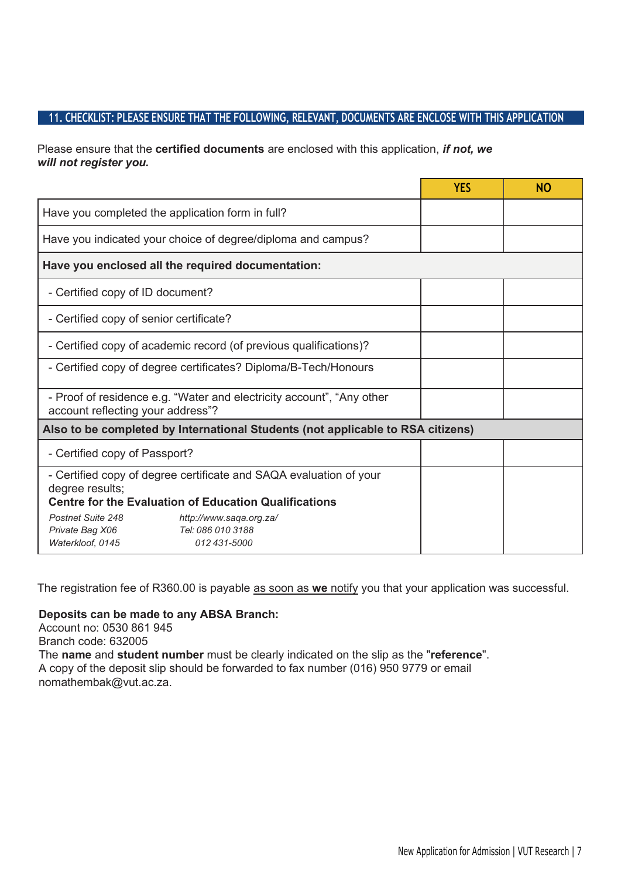## 11. CHECKLIST: PLEASE ENSURE THAT THE FOLLOWING, RELEVANT, DOCUMENTS ARE ENCLOSE WITH THIS APPLICATION

Please ensure that the **certified documents** are enclosed with this application, ***if not, we will not register you.***

| | YES | NO |
|---|---|---|
| Have you completed the application form in full? | | |
| Have you indicated your choice of degree/diploma and campus? | | |
| **Have you enclosed all the required documentation:** | | |
| - Certified copy of ID document? | | |
| - Certified copy of senior certificate? | | |
| - Certified copy of academic record (of previous qualifications)? | | |
| - Certified copy of degree certificates? Diploma/B-Tech/Honours | | |
| - Proof of residence e.g. "Water and electricity account", "Any other account reflecting your address"? | | |
| **Also to be completed by International Students (not applicable to RSA citizens)** | | |
| - Certified copy of Passport? | | |
| - Certified copy of degree certificate and SAQA evaluation of your degree results; **Centre for the Evaluation of Education Qualifications** *Postnet Suite 248* *Private Bag X06* *Waterkloof, 0145* *http://www.saqa.org.za/* *Tel: 086 010 3188* *012 431-5000* | | |

The registration fee of R360.00 is payable as soon as **we** notify you that your application was successful.

**Deposits can be made to any ABSA Branch:**
Account no: 0530 861 945
Branch code: 632005
The **name** and **student number** must be clearly indicated on the slip as the "**reference**".
A copy of the deposit slip should be forwarded to fax number (016) 950 9779 or email nomathembak@vut.ac.za.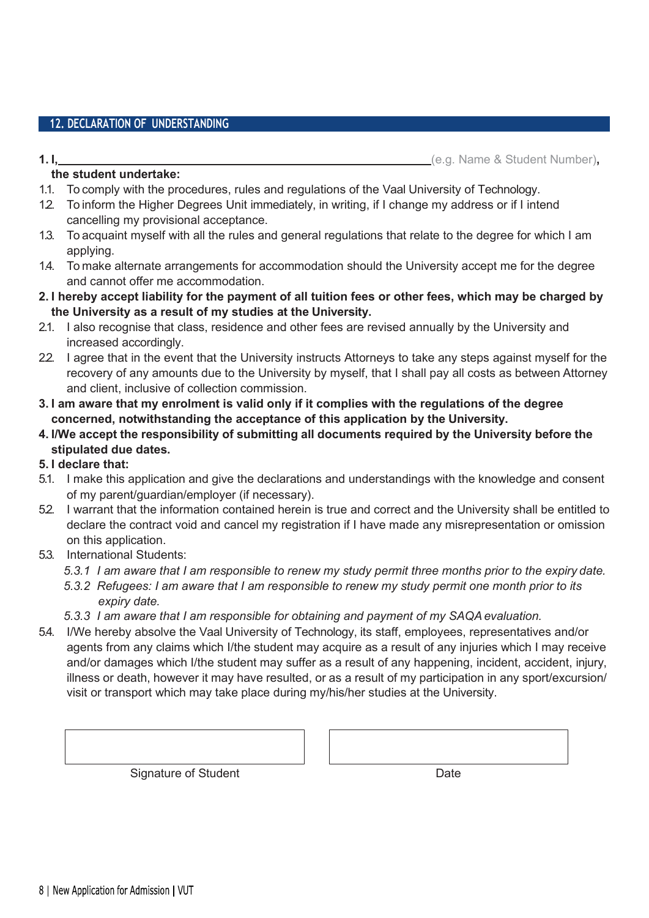## 12. DECLARATION OF UNDERSTANDING

**1. I,**\_\_\_\_\_\_\_\_\_\_\_\_\_\_\_\_\_\_\_\_\_\_\_\_\_\_\_\_\_\_\_\_\_\_\_\_\_\_\_\_\_\_\_\_\_\_\_\_(e.g. Name & Student Number)**,**
**the student undertake:**

1.1. To comply with the procedures, rules and regulations of the Vaal University of Technology.

1.2. To inform the Higher Degrees Unit immediately, in writing, if I change my address or if I intend cancelling my provisional acceptance.

1.3. To acquaint myself with all the rules and general regulations that relate to the degree for which I am applying.

1.4. To make alternate arrangements for accommodation should the University accept me for the degree and cannot offer me accommodation.

**2. I hereby accept liability for the payment of all tuition fees or other fees, which may be charged by the University as a result of my studies at the University.**

2.1. I also recognise that class, residence and other fees are revised annually by the University and increased accordingly.

2.2. I agree that in the event that the University instructs Attorneys to take any steps against myself for the recovery of any amounts due to the University by myself, that I shall pay all costs as between Attorney and client, inclusive of collection commission.

**3. I am aware that my enrolment is valid only if it complies with the regulations of the degree concerned, notwithstanding the acceptance of this application by the University.**

**4. I/We accept the responsibility of submitting all documents required by the University before the stipulated due dates.**

**5. I declare that:**

5.1. I make this application and give the declarations and understandings with the knowledge and consent of my parent/guardian/employer (if necessary).

5.2. I warrant that the information contained herein is true and correct and the University shall be entitled to declare the contract void and cancel my registration if I have made any misrepresentation or omission on this application.

5.3. International Students:

*5.3.1 I am aware that I am responsible to renew my study permit three months prior to the expiry date.*

*5.3.2 Refugees: I am aware that I am responsible to renew my study permit one month prior to its expiry date.*

*5.3.3 I am aware that I am responsible for obtaining and payment of my SAQA evaluation.*

5.4. I/We hereby absolve the Vaal University of Technology, its staff, employees, representatives and/or agents from any claims which I/the student may acquire as a result of any injuries which I may receive and/or damages which I/the student may suffer as a result of any happening, incident, accident, injury, illness or death, however it may have resulted, or as a result of my participation in any sport/excursion/visit or transport which may take place during my/his/her studies at the University.

| Signature of Student | Date |
|---|---|
| | |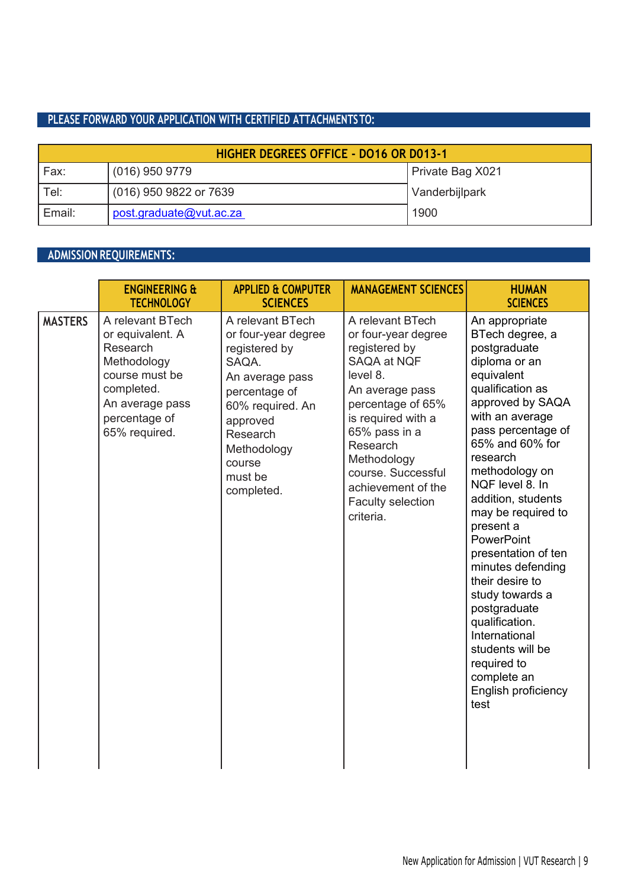## PLEASE FORWARD YOUR APPLICATION WITH CERTIFIED ATTACHMENTS TO:

| HIGHER DEGREES OFFICE - DO16 OR D013-1 | | |
|---|---|---|
| Fax: | (016) 950 9779 | Private Bag X021 |
| Tel: | (016) 950 9822 or 7639 | Vanderbijlpark |
| Email: | post.graduate@vut.ac.za | 1900 |

## ADMISSION REQUIREMENTS:

| | ENGINEERING & TECHNOLOGY | APPLIED & COMPUTER SCIENCES | MANAGEMENT SCIENCES | HUMAN SCIENCES |
|---|---|---|---|---|
| MASTERS | A relevant BTech or equivalent. A Research Methodology course must be completed. An average pass percentage of 65% required. | A relevant BTech or four-year degree registered by SAQA. An average pass percentage of 60% required. An approved Research Methodology course must be completed. | A relevant BTech or four-year degree registered by SAQA at NQF level 8. An average pass percentage of 65% is required with a 65% pass in a Research Methodology course. Successful achievement of the Faculty selection criteria. | An appropriate BTech degree, a postgraduate diploma or an equivalent qualification as approved by SAQA with an average pass percentage of 65% and 60% for research methodology on NQF level 8. In addition, students may be required to present a PowerPoint presentation of ten minutes defending their desire to study towards a postgraduate qualification. International students will be required to complete an English proficiency test |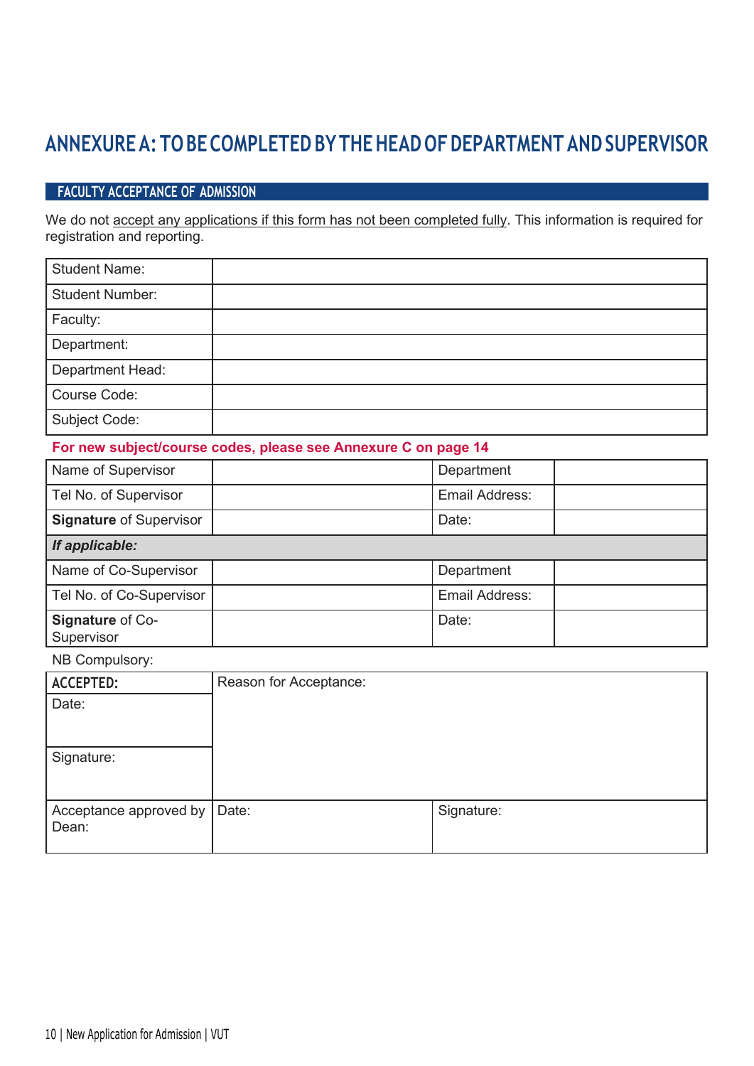# ANNEXURE A: TO BE COMPLETED BY THE HEAD OF DEPARTMENT AND SUPERVISOR

## FACULTY ACCEPTANCE OF ADMISSION

We do not accept any applications if this form has not been completed fully. This information is required for registration and reporting.

| Student Name: | |
|---|---|
| Student Number: | |
| Faculty: | |
| Department: | |
| Department Head: | |
| Course Code: | |
| Subject Code: | |

**For new subject/course codes, please see Annexure C on page 14**

| Name of Supervisor | | Department | |
|---|---|---|---|
| Tel No. of Supervisor | | Email Address: | |
| **Signature** of Supervisor | | Date: | |
| ***If applicable:*** | | | |
| Name of Co-Supervisor | | Department | |
| Tel No. of Co-Supervisor | | Email Address: | |
| **Signature** of Co-Supervisor | | Date: | |

NB Compulsory:

| **ACCEPTED:** | Reason for Acceptance: | |
|---|---|---|
| Date: | | |
| Signature: | | |
| Acceptance approved by Dean: | Date: | Signature: |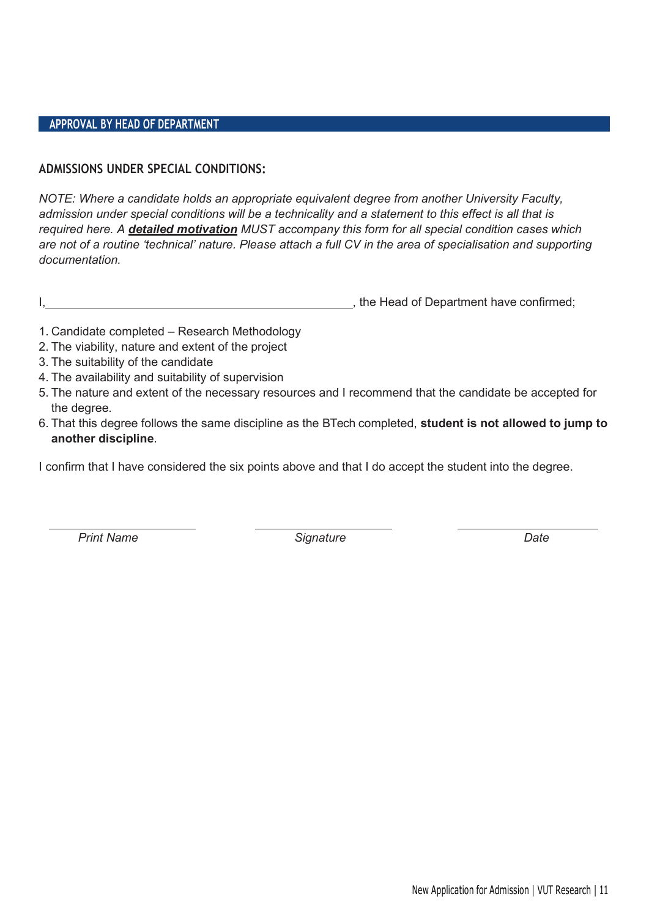## APPROVAL BY HEAD OF DEPARTMENT

### ADMISSIONS UNDER SPECIAL CONDITIONS:

*NOTE: Where a candidate holds an appropriate equivalent degree from another University Faculty, admission under special conditions will be a technicality and a statement to this effect is all that is required here. A **detailed motivation** MUST accompany this form for all special condition cases which are not of a routine 'technical' nature. Please attach a full CV in the area of specialisation and supporting documentation.*

I,\_\_\_\_\_\_\_\_\_\_\_\_\_\_\_\_\_\_\_\_\_\_\_\_\_\_\_\_\_\_\_\_\_\_\_\_\_\_\_\_\_\_\_\_\_\_\_\_, the Head of Department have confirmed;

1. Candidate completed – Research Methodology
2. The viability, nature and extent of the project
3. The suitability of the candidate
4. The availability and suitability of supervision
5. The nature and extent of the necessary resources and I recommend that the candidate be accepted for the degree.
6. That this degree follows the same discipline as the BTech completed, **student is not allowed to jump to another discipline**.

I confirm that I have considered the six points above and that I do accept the student into the degree.

\_\_\_\_\_\_\_\_\_\_\_\_\_\_\_\_\_\_\_\_ \_\_\_\_\_\_\_\_\_\_\_\_\_\_\_\_\_\_\_\_ \_\_\_\_\_\_\_\_\_\_\_\_\_\_\_\_\_\_\_\_

*Print Name* *Signature* *Date*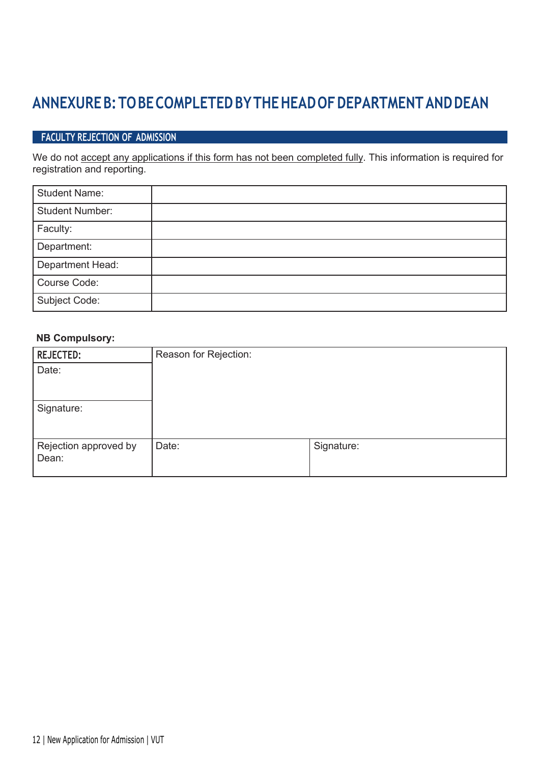# ANNEXURE B: TO BE COMPLETED BY THE HEAD OF DEPARTMENT AND DEAN

## FACULTY REJECTION OF ADMISSION

We do not accept any applications if this form has not been completed fully. This information is required for registration and reporting.

| Student Name: | |
|---|---|
| Student Number: | |
| Faculty: | |
| Department: | |
| Department Head: | |
| Course Code: | |
| Subject Code: | |

**NB Compulsory:**

| REJECTED: | Reason for Rejection: | |
|---|---|---|
| Date: | | |
| Signature: | | |
| Rejection approved by Dean: | Date: | Signature: |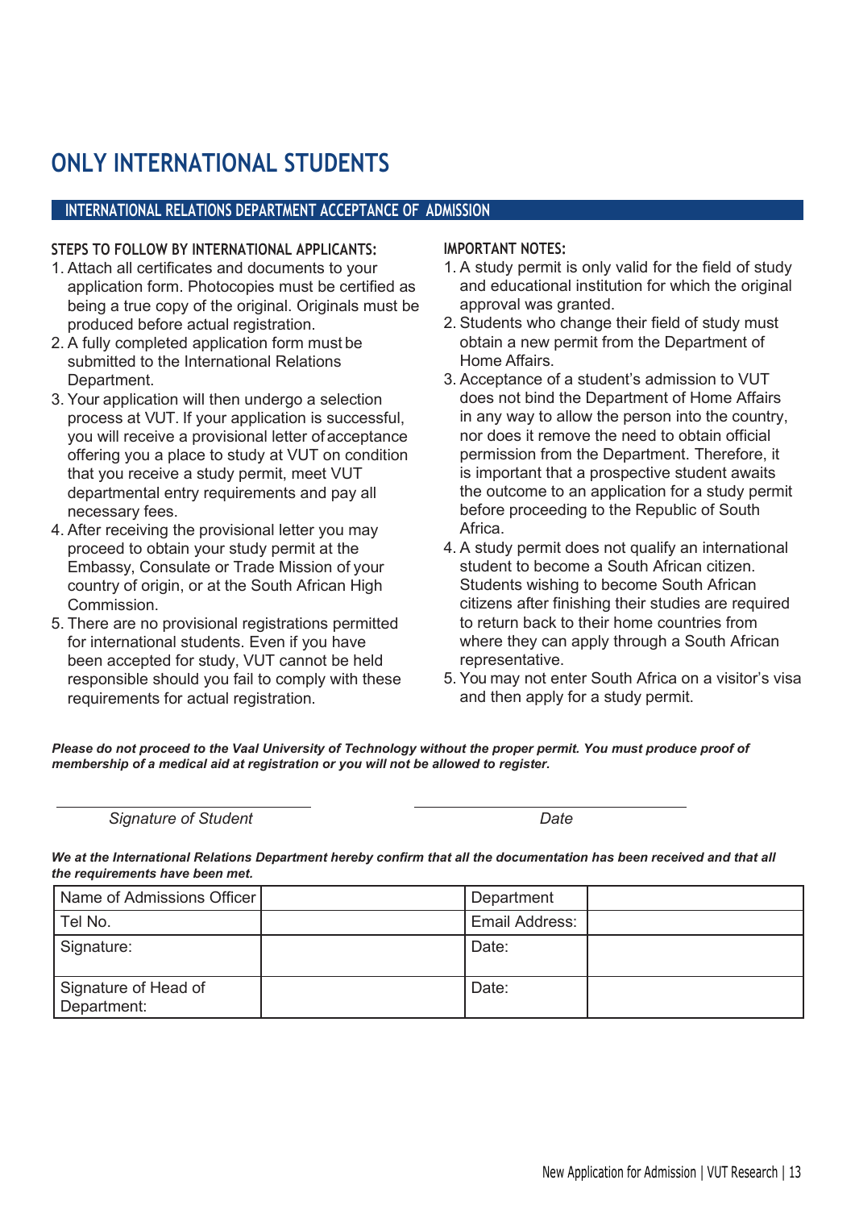# ONLY INTERNATIONAL STUDENTS

## INTERNATIONAL RELATIONS DEPARTMENT ACCEPTANCE OF ADMISSION

### STEPS TO FOLLOW BY INTERNATIONAL APPLICANTS:

1. Attach all certificates and documents to your application form. Photocopies must be certified as being a true copy of the original. Originals must be produced before actual registration.
2. A fully completed application form must be submitted to the International Relations Department.
3. Your application will then undergo a selection process at VUT. If your application is successful, you will receive a provisional letter of acceptance offering you a place to study at VUT on condition that you receive a study permit, meet VUT departmental entry requirements and pay all necessary fees.
4. After receiving the provisional letter you may proceed to obtain your study permit at the Embassy, Consulate or Trade Mission of your country of origin, or at the South African High Commission.
5. There are no provisional registrations permitted for international students. Even if you have been accepted for study, VUT cannot be held responsible should you fail to comply with these requirements for actual registration.

### IMPORTANT NOTES:

1. A study permit is only valid for the field of study and educational institution for which the original approval was granted.
2. Students who change their field of study must obtain a new permit from the Department of Home Affairs.
3. Acceptance of a student's admission to VUT does not bind the Department of Home Affairs in any way to allow the person into the country, nor does it remove the need to obtain official permission from the Department. Therefore, it is important that a prospective student awaits the outcome to an application for a study permit before proceeding to the Republic of South Africa.
4. A study permit does not qualify an international student to become a South African citizen. Students wishing to become South African citizens after finishing their studies are required to return back to their home countries from where they can apply through a South African representative.
5. You may not enter South Africa on a visitor's visa and then apply for a study permit.

***Please do not proceed to the Vaal University of Technology without the proper permit. You must produce proof of membership of a medical aid at registration or you will not be allowed to register.***

_______________________ *Signature of Student*

_______________________ *Date*

***We at the International Relations Department hereby confirm that all the documentation has been received and that all the requirements have been met.***

| Name of Admissions Officer | | Department | |
|---|---|---|---|
| Tel No. | | Email Address: | |
| Signature: | | Date: | |
| Signature of Head of Department: | | Date: | |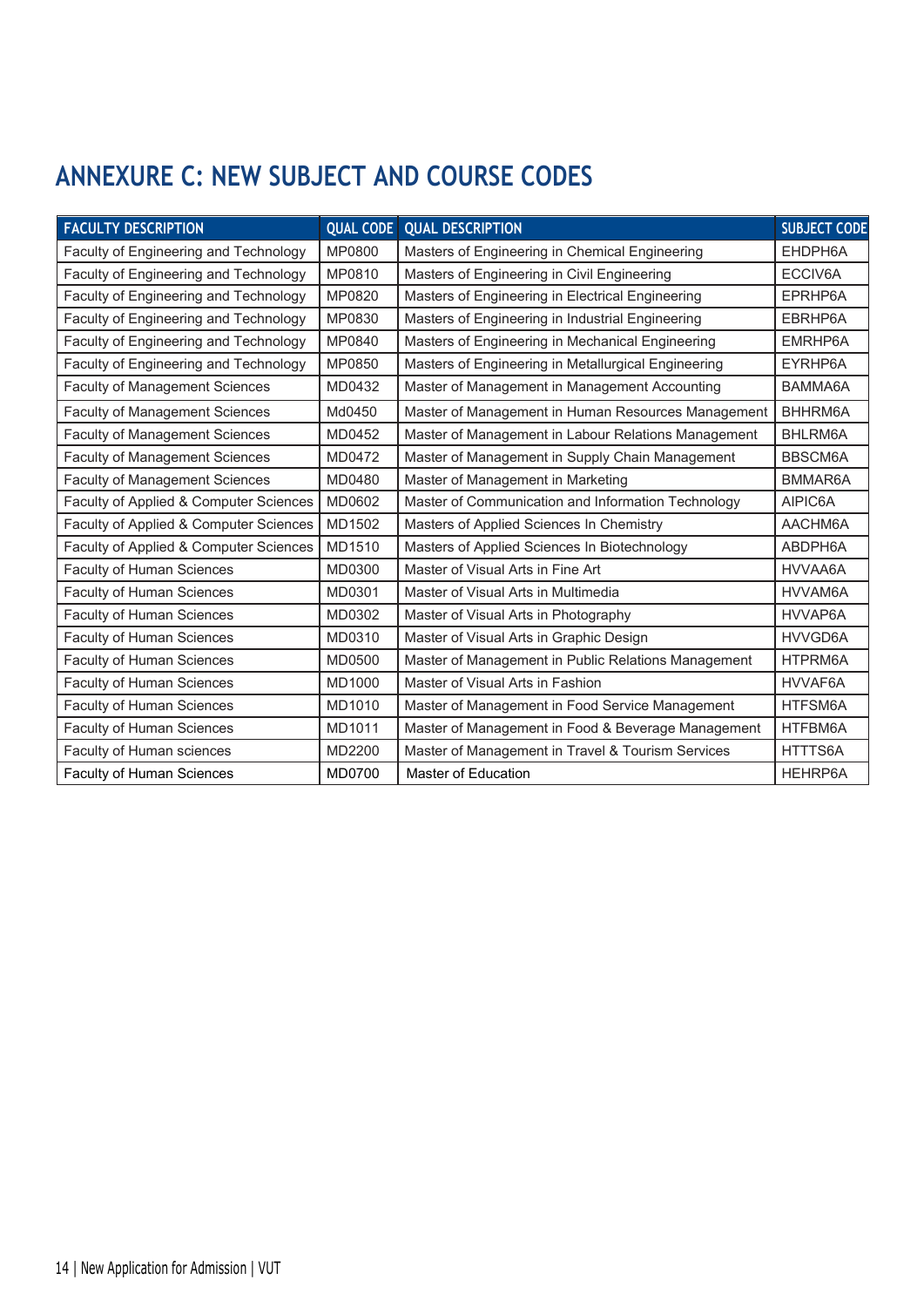## ANNEXURE C: NEW SUBJECT AND COURSE CODES

| FACULTY DESCRIPTION | QUAL CODE | QUAL DESCRIPTION | SUBJECT CODE |
|---|---|---|---|
| Faculty of Engineering and Technology | MP0800 | Masters of Engineering in Chemical Engineering | EHDPH6A |
| Faculty of Engineering and Technology | MP0810 | Masters of Engineering in Civil Engineering | ECCIV6A |
| Faculty of Engineering and Technology | MP0820 | Masters of Engineering in Electrical Engineering | EPRHP6A |
| Faculty of Engineering and Technology | MP0830 | Masters of Engineering in Industrial Engineering | EBRHP6A |
| Faculty of Engineering and Technology | MP0840 | Masters of Engineering in Mechanical Engineering | EMRHP6A |
| Faculty of Engineering and Technology | MP0850 | Masters of Engineering in Metallurgical Engineering | EYRHP6A |
| Faculty of Management Sciences | MD0432 | Master of Management in Management Accounting | BAMMA6A |
| Faculty of Management Sciences | Md0450 | Master of Management in Human Resources Management | BHHRM6A |
| Faculty of Management Sciences | MD0452 | Master of Management in Labour Relations Management | BHLRM6A |
| Faculty of Management Sciences | MD0472 | Master of Management in Supply Chain Management | BBSCM6A |
| Faculty of Management Sciences | MD0480 | Master of Management in Marketing | BMMAR6A |
| Faculty of Applied & Computer Sciences | MD0602 | Master of Communication and Information Technology | AIPIC6A |
| Faculty of Applied & Computer Sciences | MD1502 | Masters of Applied Sciences In Chemistry | AACHM6A |
| Faculty of Applied & Computer Sciences | MD1510 | Masters of Applied Sciences In Biotechnology | ABDPH6A |
| Faculty of Human Sciences | MD0300 | Master of Visual Arts in Fine Art | HVVAA6A |
| Faculty of Human Sciences | MD0301 | Master of Visual Arts in Multimedia | HVVAM6A |
| Faculty of Human Sciences | MD0302 | Master of Visual Arts in Photography | HVVAP6A |
| Faculty of Human Sciences | MD0310 | Master of Visual Arts in Graphic Design | HVVGD6A |
| Faculty of Human Sciences | MD0500 | Master of Management in Public Relations Management | HTPRM6A |
| Faculty of Human Sciences | MD1000 | Master of Visual Arts in Fashion | HVVAF6A |
| Faculty of Human Sciences | MD1010 | Master of Management in Food Service Management | HTFSM6A |
| Faculty of Human Sciences | MD1011 | Master of Management in Food & Beverage Management | HTFBM6A |
| Faculty of Human sciences | MD2200 | Master of Management in Travel & Tourism Services | HTTTS6A |
| Faculty of Human Sciences | MD0700 | Master of Education | HEHRP6A |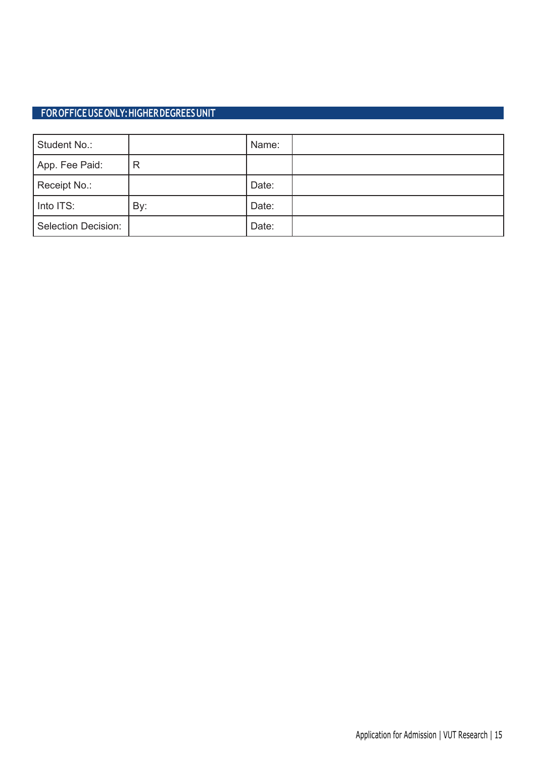## FOR OFFICE USE ONLY: HIGHER DEGREES UNIT

| Student No.: | | Name: | |
|---|---|---|---|
| App. Fee Paid: | R | | |
| Receipt No.: | | Date: | |
| Into ITS: | By: | Date: | |
| Selection Decision: | | Date: | |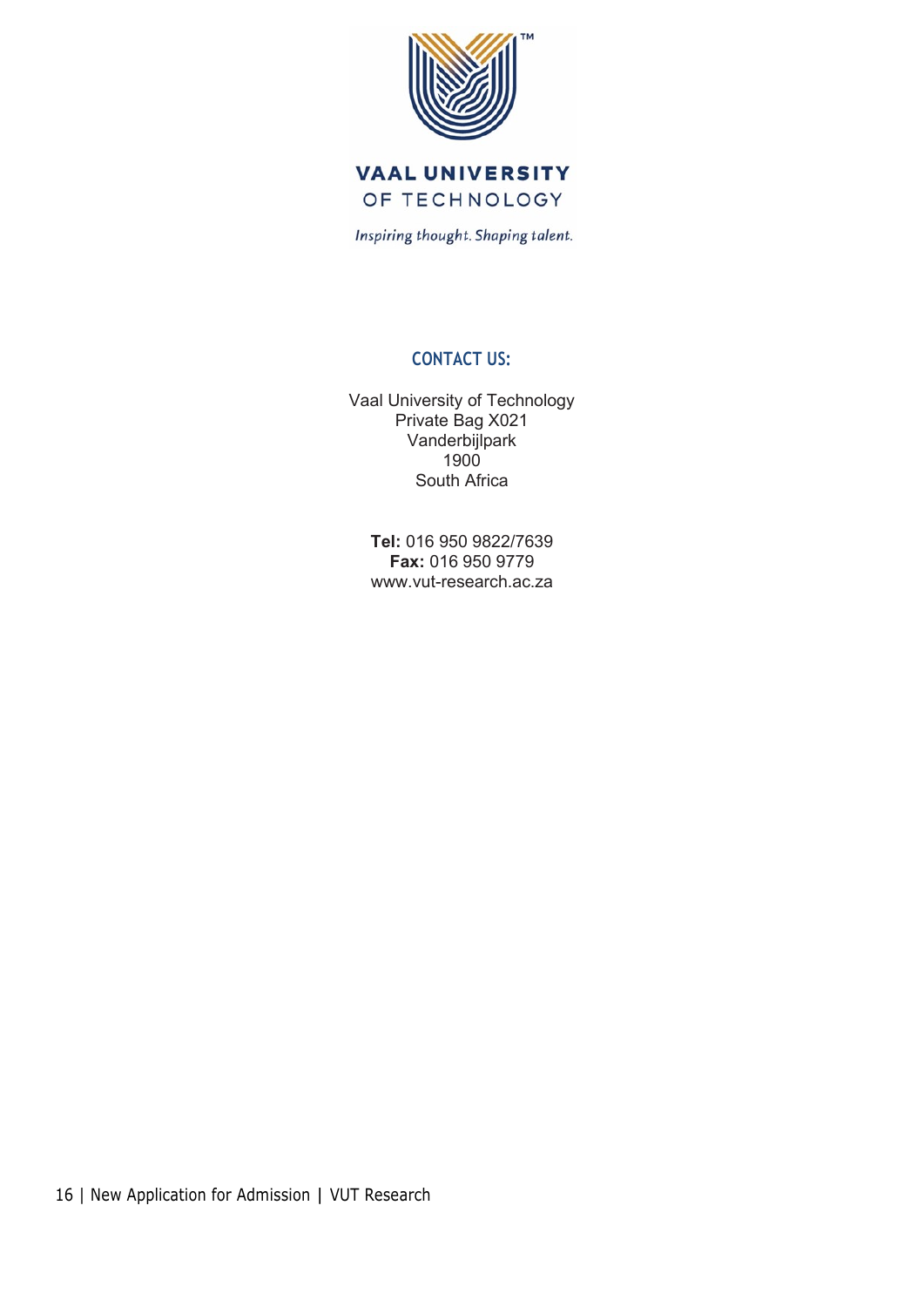**VAAL UNIVERSITY**
OF TECHNOLOGY

*Inspiring thought. Shaping talent.*

## CONTACT US:

Vaal University of Technology
Private Bag X021
Vanderbijlpark
1900
South Africa

**Tel:** 016 950 9822/7639
**Fax:** 016 950 9779
www.vut-research.ac.za